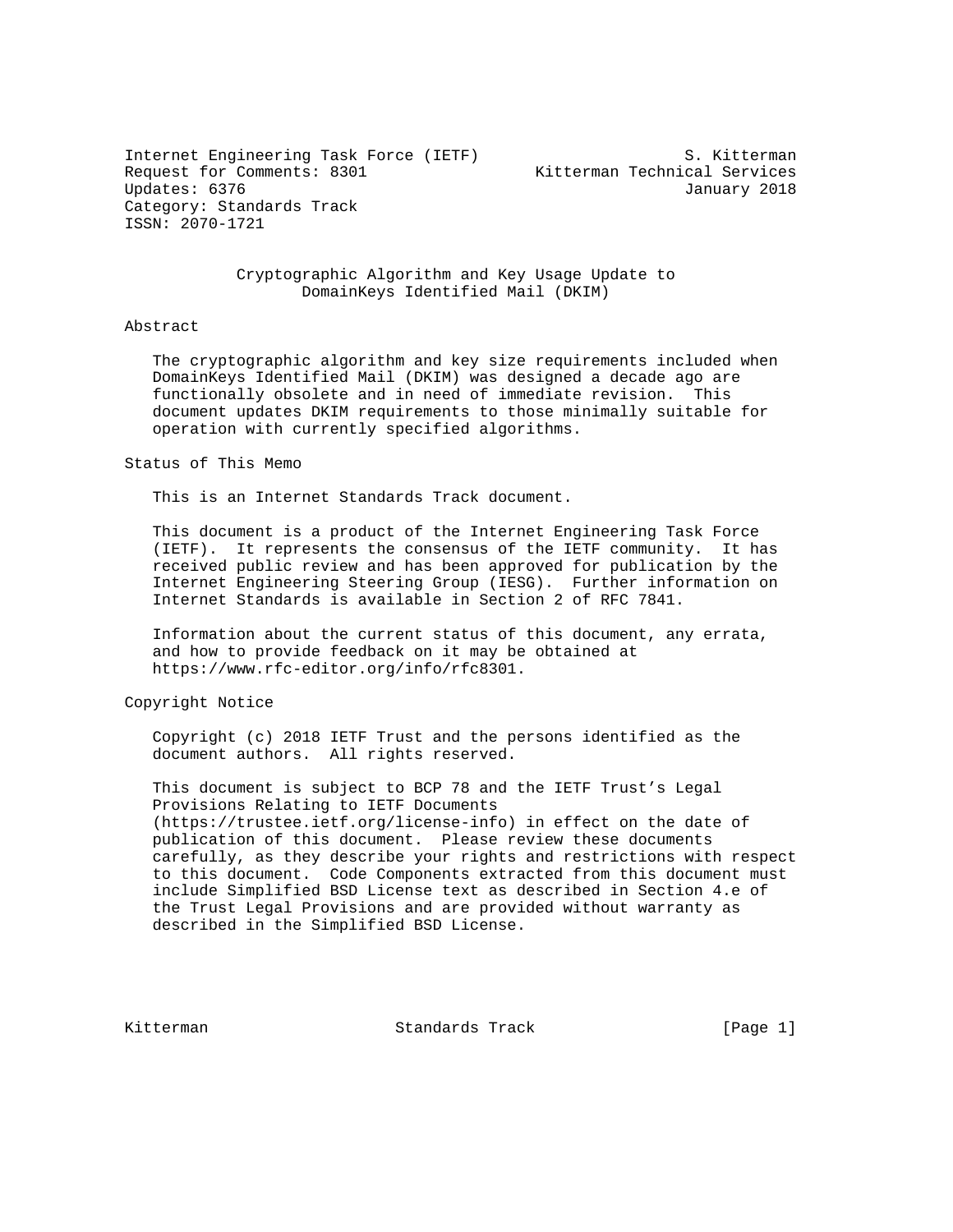Internet Engineering Task Force (IETF) S. Kitterman
Request for Comments: 8301 Kitterman Technical Services
Updates: 6376 January 2018
Category: Standards Track
ISSN: 2070-1721

# Cryptographic Algorithm and Key Usage Update to DomainKeys Identified Mail (DKIM)

## Abstract

The cryptographic algorithm and key size requirements included when DomainKeys Identified Mail (DKIM) was designed a decade ago are functionally obsolete and in need of immediate revision. This document updates DKIM requirements to those minimally suitable for operation with currently specified algorithms.

## Status of This Memo

This is an Internet Standards Track document.

This document is a product of the Internet Engineering Task Force (IETF). It represents the consensus of the IETF community. It has received public review and has been approved for publication by the Internet Engineering Steering Group (IESG). Further information on Internet Standards is available in Section 2 of RFC 7841.

Information about the current status of this document, any errata, and how to provide feedback on it may be obtained at https://www.rfc-editor.org/info/rfc8301.

## Copyright Notice

Copyright (c) 2018 IETF Trust and the persons identified as the document authors. All rights reserved.

This document is subject to BCP 78 and the IETF Trust's Legal Provisions Relating to IETF Documents (https://trustee.ietf.org/license-info) in effect on the date of publication of this document. Please review these documents carefully, as they describe your rights and restrictions with respect to this document. Code Components extracted from this document must include Simplified BSD License text as described in Section 4.e of the Trust Legal Provisions and are provided without warranty as described in the Simplified BSD License.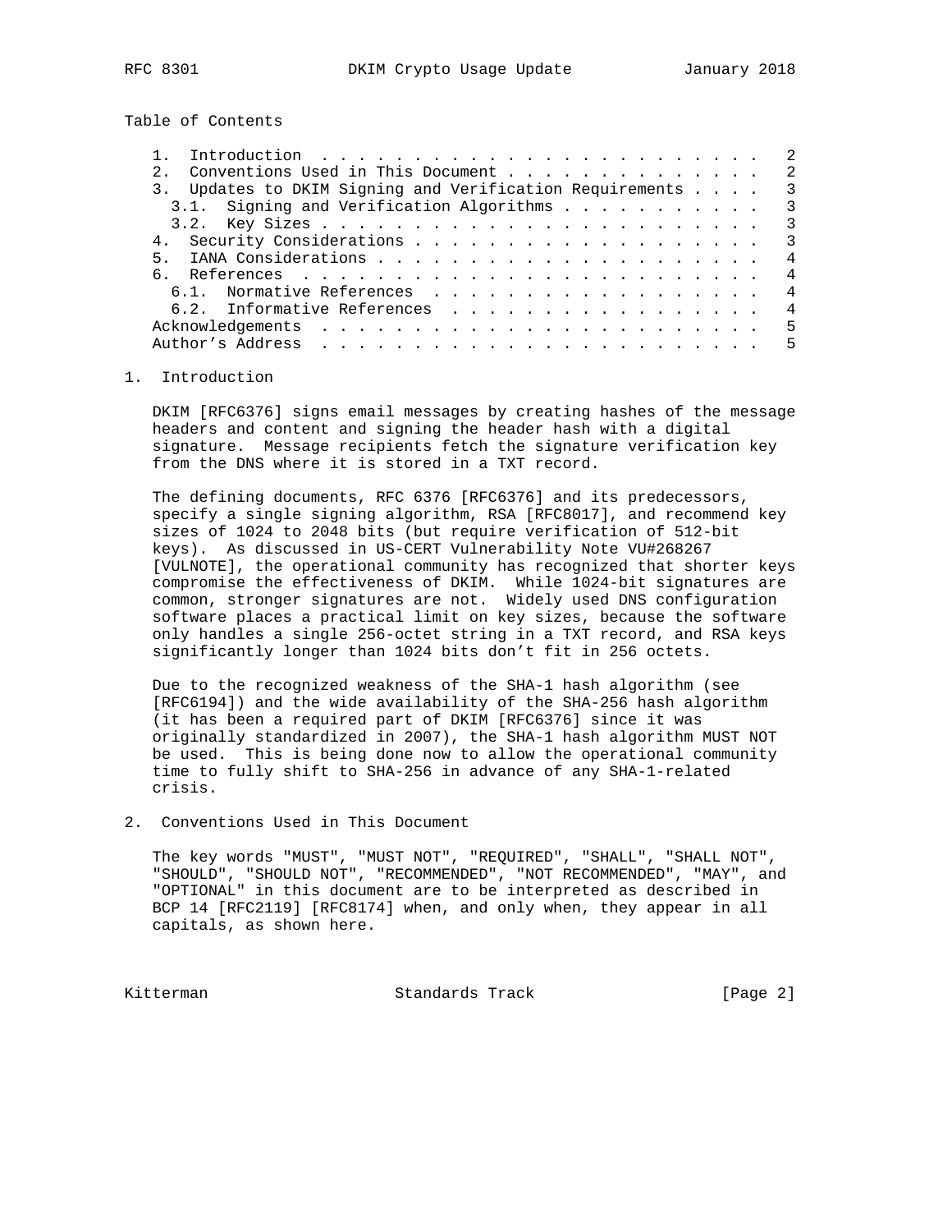Table of Contents

1. Introduction . . . . . . . . . . . . . . . . . . . . . . . . . 2
2. Conventions Used in This Document . . . . . . . . . . . . . . 2
3. Updates to DKIM Signing and Verification Requirements . . . . 3
   3.1. Signing and Verification Algorithms . . . . . . . . . . . 3
   3.2. Key Sizes . . . . . . . . . . . . . . . . . . . . . . . . 3
4. Security Considerations . . . . . . . . . . . . . . . . . . . 3
5. IANA Considerations . . . . . . . . . . . . . . . . . . . . . 4
6. References . . . . . . . . . . . . . . . . . . . . . . . . . 4
   6.1. Normative References . . . . . . . . . . . . . . . . . . 4
   6.2. Informative References . . . . . . . . . . . . . . . . . 4

Acknowledgements . . . . . . . . . . . . . . . . . . . . . . . . 5
Author's Address . . . . . . . . . . . . . . . . . . . . . . . . 5

## 1. Introduction

DKIM [RFC6376] signs email messages by creating hashes of the message headers and content and signing the header hash with a digital signature. Message recipients fetch the signature verification key from the DNS where it is stored in a TXT record.

The defining documents, RFC 6376 [RFC6376] and its predecessors, specify a single signing algorithm, RSA [RFC8017], and recommend key sizes of 1024 to 2048 bits (but require verification of 512-bit keys). As discussed in US-CERT Vulnerability Note VU#268267 [VULNOTE], the operational community has recognized that shorter keys compromise the effectiveness of DKIM. While 1024-bit signatures are common, stronger signatures are not. Widely used DNS configuration software places a practical limit on key sizes, because the software only handles a single 256-octet string in a TXT record, and RSA keys significantly longer than 1024 bits don't fit in 256 octets.

Due to the recognized weakness of the SHA-1 hash algorithm (see [RFC6194]) and the wide availability of the SHA-256 hash algorithm (it has been a required part of DKIM [RFC6376] since it was originally standardized in 2007), the SHA-1 hash algorithm MUST NOT be used. This is being done now to allow the operational community time to fully shift to SHA-256 in advance of any SHA-1-related crisis.

## 2. Conventions Used in This Document

The key words "MUST", "MUST NOT", "REQUIRED", "SHALL", "SHALL NOT", "SHOULD", "SHOULD NOT", "RECOMMENDED", "NOT RECOMMENDED", "MAY", and "OPTIONAL" in this document are to be interpreted as described in BCP 14 [RFC2119] [RFC8174] when, and only when, they appear in all capitals, as shown here.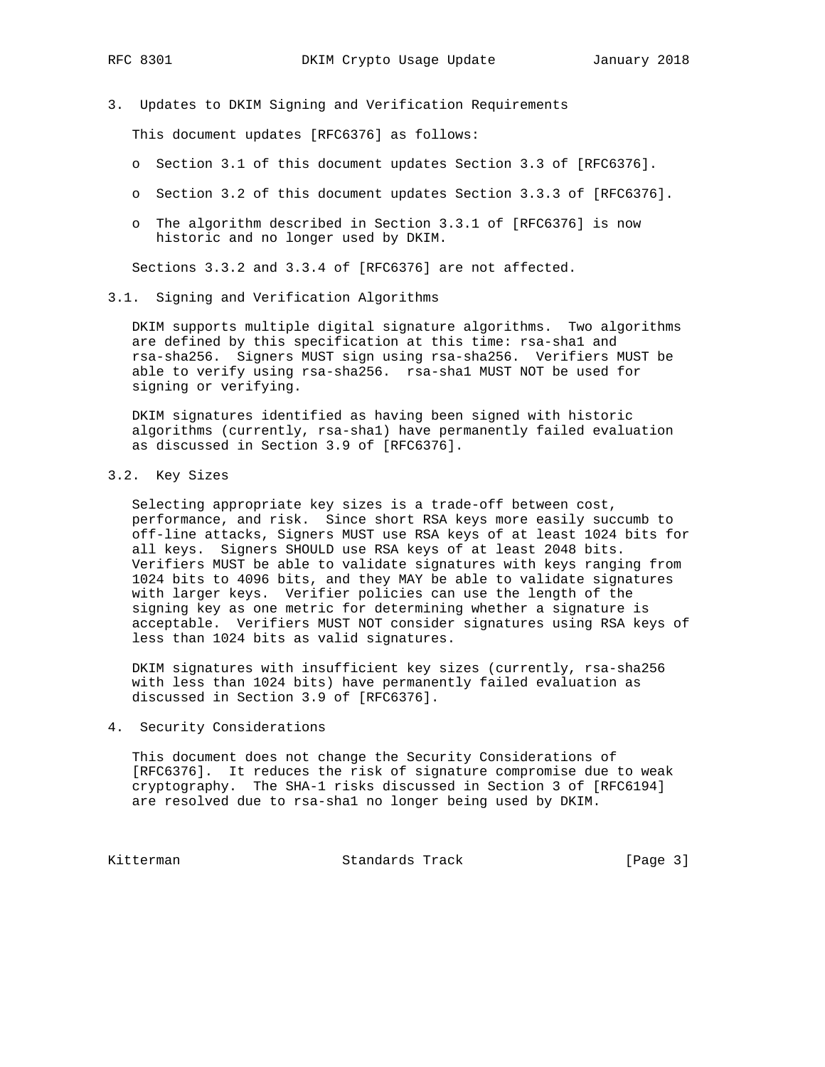## 3. Updates to DKIM Signing and Verification Requirements

This document updates [RFC6376] as follows:

- Section 3.1 of this document updates Section 3.3 of [RFC6376].
- Section 3.2 of this document updates Section 3.3.3 of [RFC6376].
- The algorithm described in Section 3.3.1 of [RFC6376] is now historic and no longer used by DKIM.

Sections 3.3.2 and 3.3.4 of [RFC6376] are not affected.

### 3.1. Signing and Verification Algorithms

DKIM supports multiple digital signature algorithms. Two algorithms are defined by this specification at this time: rsa-sha1 and rsa-sha256. Signers MUST sign using rsa-sha256. Verifiers MUST be able to verify using rsa-sha256. rsa-sha1 MUST NOT be used for signing or verifying.

DKIM signatures identified as having been signed with historic algorithms (currently, rsa-sha1) have permanently failed evaluation as discussed in Section 3.9 of [RFC6376].

### 3.2. Key Sizes

Selecting appropriate key sizes is a trade-off between cost, performance, and risk. Since short RSA keys more easily succumb to off-line attacks, Signers MUST use RSA keys of at least 1024 bits for all keys. Signers SHOULD use RSA keys of at least 2048 bits. Verifiers MUST be able to validate signatures with keys ranging from 1024 bits to 4096 bits, and they MAY be able to validate signatures with larger keys. Verifier policies can use the length of the signing key as one metric for determining whether a signature is acceptable. Verifiers MUST NOT consider signatures using RSA keys of less than 1024 bits as valid signatures.

DKIM signatures with insufficient key sizes (currently, rsa-sha256 with less than 1024 bits) have permanently failed evaluation as discussed in Section 3.9 of [RFC6376].

## 4. Security Considerations

This document does not change the Security Considerations of [RFC6376]. It reduces the risk of signature compromise due to weak cryptography. The SHA-1 risks discussed in Section 3 of [RFC6194] are resolved due to rsa-sha1 no longer being used by DKIM.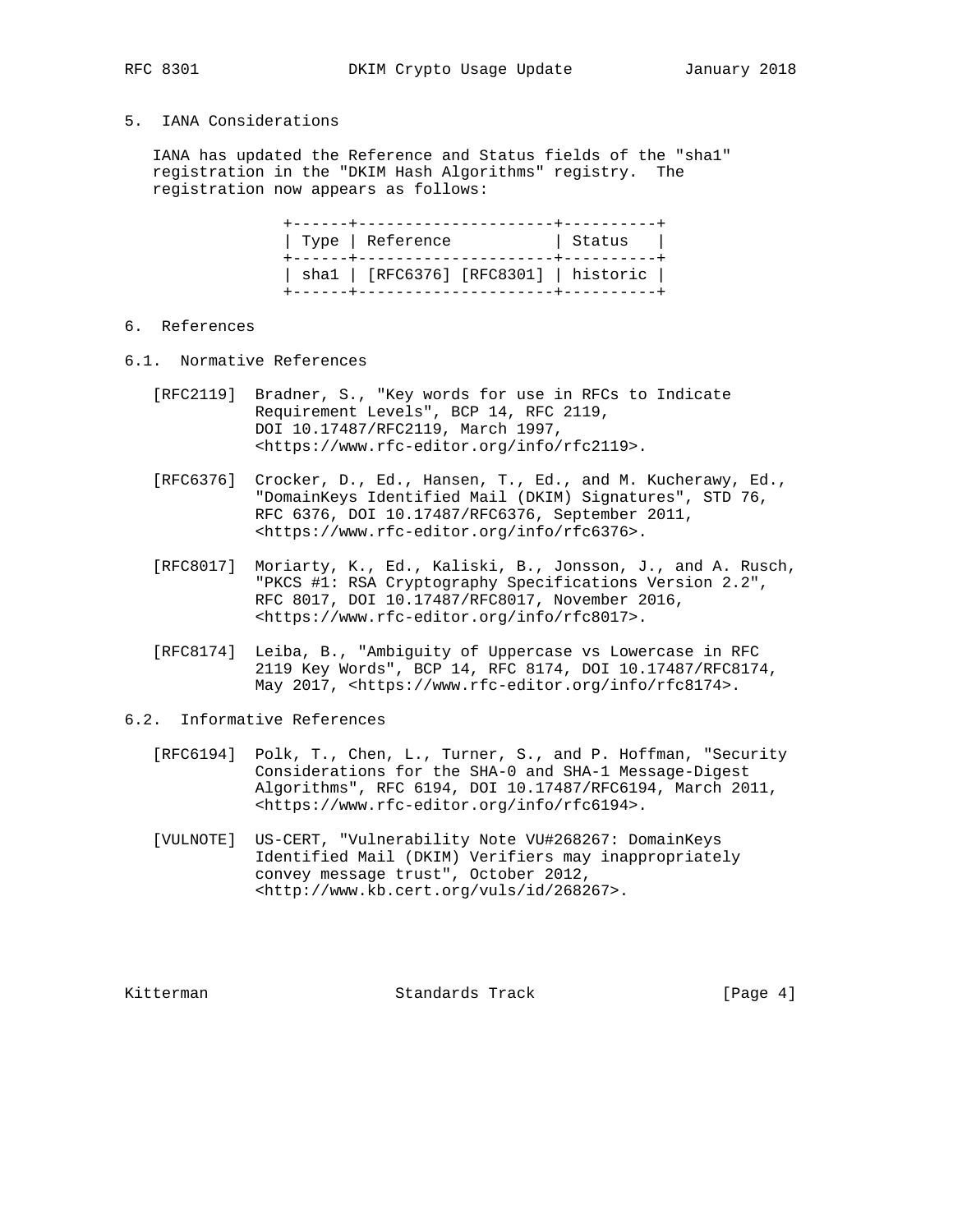## 5. IANA Considerations

IANA has updated the Reference and Status fields of the "sha1" registration in the "DKIM Hash Algorithms" registry. The registration now appears as follows:

| Type | Reference | Status |
|---|---|---|
| sha1 | [RFC6376] [RFC8301] | historic |

## 6. References

### 6.1. Normative References

[RFC2119] Bradner, S., "Key words for use in RFCs to Indicate Requirement Levels", BCP 14, RFC 2119, DOI 10.17487/RFC2119, March 1997, <https://www.rfc-editor.org/info/rfc2119>.

[RFC6376] Crocker, D., Ed., Hansen, T., Ed., and M. Kucherawy, Ed., "DomainKeys Identified Mail (DKIM) Signatures", STD 76, RFC 6376, DOI 10.17487/RFC6376, September 2011, <https://www.rfc-editor.org/info/rfc6376>.

[RFC8017] Moriarty, K., Ed., Kaliski, B., Jonsson, J., and A. Rusch, "PKCS #1: RSA Cryptography Specifications Version 2.2", RFC 8017, DOI 10.17487/RFC8017, November 2016, <https://www.rfc-editor.org/info/rfc8017>.

[RFC8174] Leiba, B., "Ambiguity of Uppercase vs Lowercase in RFC 2119 Key Words", BCP 14, RFC 8174, DOI 10.17487/RFC8174, May 2017, <https://www.rfc-editor.org/info/rfc8174>.

### 6.2. Informative References

[RFC6194] Polk, T., Chen, L., Turner, S., and P. Hoffman, "Security Considerations for the SHA-0 and SHA-1 Message-Digest Algorithms", RFC 6194, DOI 10.17487/RFC6194, March 2011, <https://www.rfc-editor.org/info/rfc6194>.

[VULNOTE] US-CERT, "Vulnerability Note VU#268267: DomainKeys Identified Mail (DKIM) Verifiers may inappropriately convey message trust", October 2012, <http://www.kb.cert.org/vuls/id/268267>.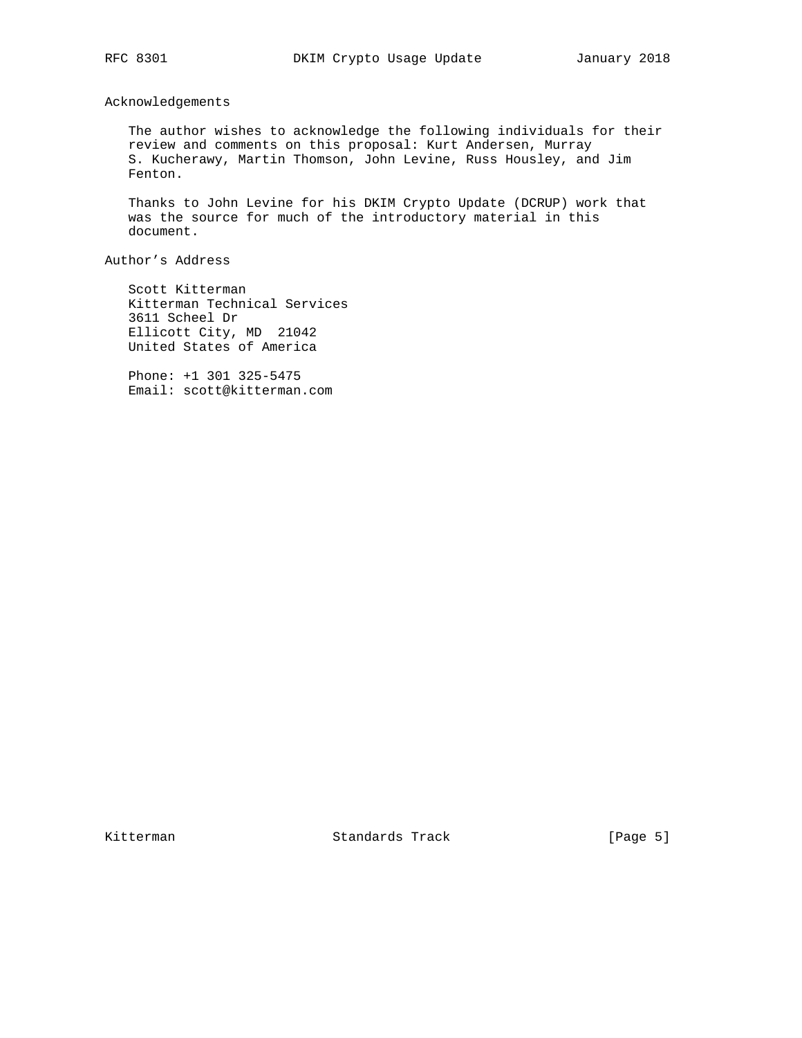## Acknowledgements

The author wishes to acknowledge the following individuals for their review and comments on this proposal: Kurt Andersen, Murray S. Kucherawy, Martin Thomson, John Levine, Russ Housley, and Jim Fenton.

Thanks to John Levine for his DKIM Crypto Update (DCRUP) work that was the source for much of the introductory material in this document.

## Author's Address

Scott Kitterman
Kitterman Technical Services
3611 Scheel Dr
Ellicott City, MD  21042
United States of America

Phone: +1 301 325-5475
Email: scott@kitterman.com